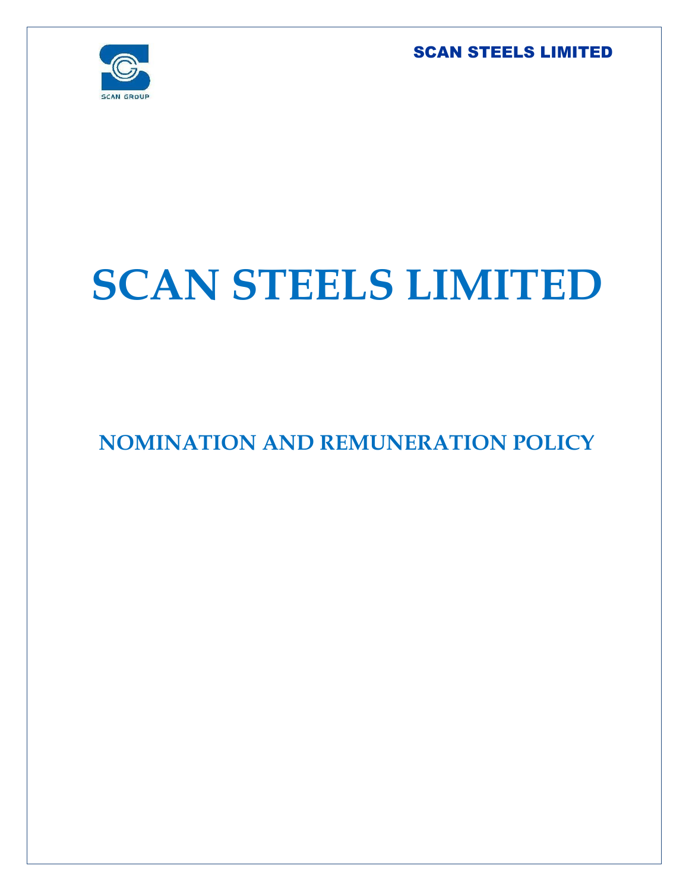# SCAN STEELS LIMITED

## NOMINATION AND REMUNERATION POLICY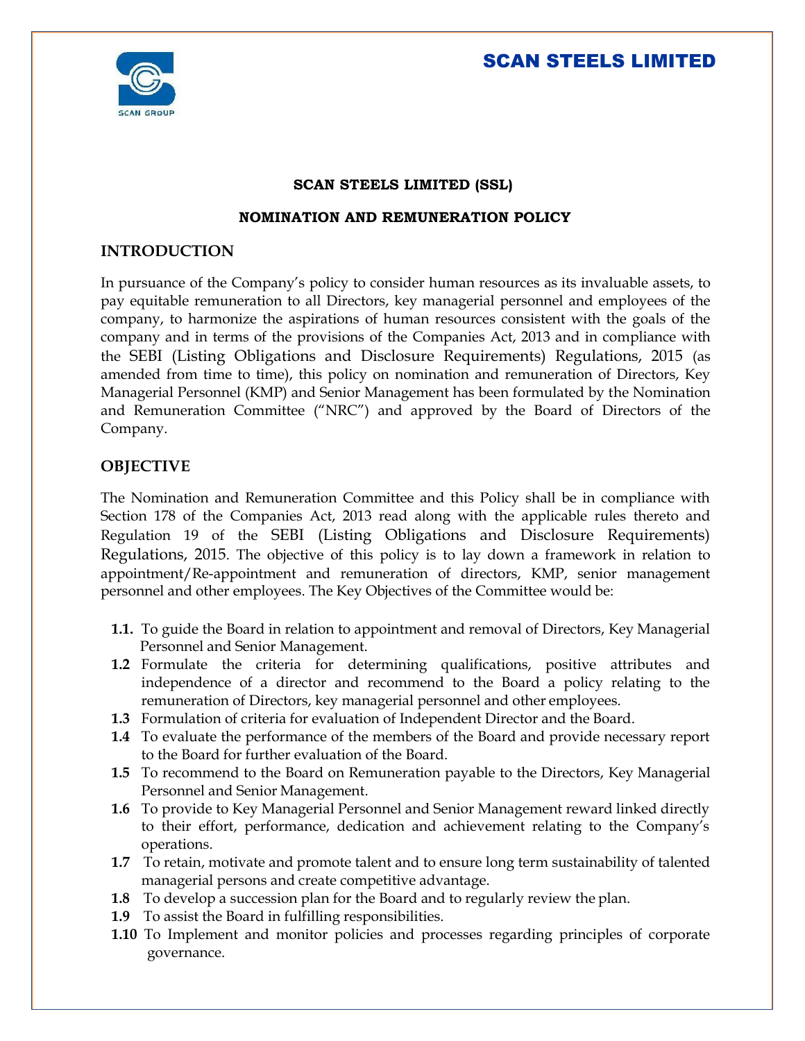**SCAN STEELS LIMITED (SSL)**

**NOMINATION AND REMUNERATION POLICY**

## INTRODUCTION

In pursuance of the Company's policy to consider human resources as its invaluable assets, to pay equitable remuneration to all Directors, key managerial personnel and employees of the company, to harmonize the aspirations of human resources consistent with the goals of the company and in terms of the provisions of the Companies Act, 2013 and in compliance with the SEBI (Listing Obligations and Disclosure Requirements) Regulations, 2015 (as amended from time to time), this policy on nomination and remuneration of Directors, Key Managerial Personnel (KMP) and Senior Management has been formulated by the Nomination and Remuneration Committee ("NRC") and approved by the Board of Directors of the Company.

## OBJECTIVE

The Nomination and Remuneration Committee and this Policy shall be in compliance with Section 178 of the Companies Act, 2013 read along with the applicable rules thereto and Regulation 19 of the SEBI (Listing Obligations and Disclosure Requirements) Regulations, 2015. The objective of this policy is to lay down a framework in relation to appointment/Re-appointment and remuneration of directors, KMP, senior management personnel and other employees. The Key Objectives of the Committee would be:

**1.1.** To guide the Board in relation to appointment and removal of Directors, Key Managerial Personnel and Senior Management.

**1.2** Formulate the criteria for determining qualifications, positive attributes and independence of a director and recommend to the Board a policy relating to the remuneration of Directors, key managerial personnel and other employees.

**1.3** Formulation of criteria for evaluation of Independent Director and the Board.

**1.4** To evaluate the performance of the members of the Board and provide necessary report to the Board for further evaluation of the Board.

**1.5** To recommend to the Board on Remuneration payable to the Directors, Key Managerial Personnel and Senior Management.

**1.6** To provide to Key Managerial Personnel and Senior Management reward linked directly to their effort, performance, dedication and achievement relating to the Company's operations.

**1.7** To retain, motivate and promote talent and to ensure long term sustainability of talented managerial persons and create competitive advantage.

**1.8** To develop a succession plan for the Board and to regularly review the plan.

**1.9** To assist the Board in fulfilling responsibilities.

**1.10** To Implement and monitor policies and processes regarding principles of corporate governance.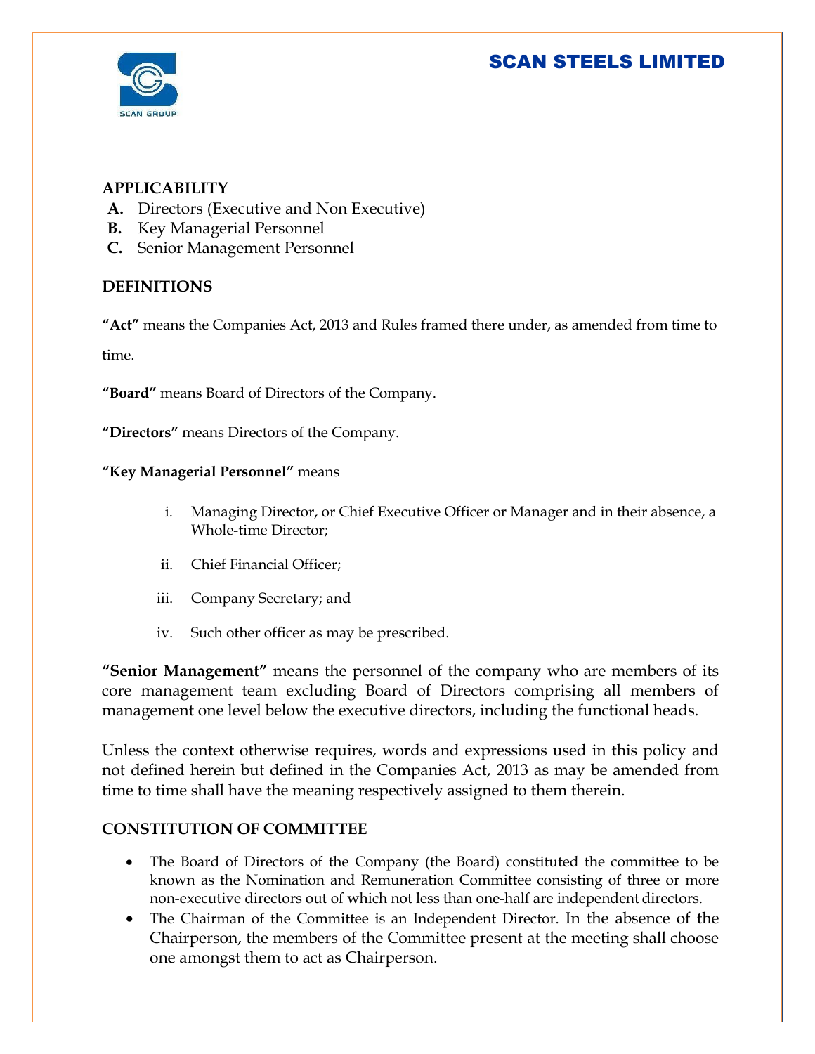## APPLICABILITY

- **A.** Directors (Executive and Non Executive)
- **B.** Key Managerial Personnel
- **C.** Senior Management Personnel

## DEFINITIONS

**"Act"** means the Companies Act, 2013 and Rules framed there under, as amended from time to time.

**"Board"** means Board of Directors of the Company.

**"Directors"** means Directors of the Company.

**"Key Managerial Personnel"** means

- i. Managing Director, or Chief Executive Officer or Manager and in their absence, a Whole-time Director;
- ii. Chief Financial Officer;
- iii. Company Secretary; and
- iv. Such other officer as may be prescribed.

**"Senior Management"** means the personnel of the company who are members of its core management team excluding Board of Directors comprising all members of management one level below the executive directors, including the functional heads.

Unless the context otherwise requires, words and expressions used in this policy and not defined herein but defined in the Companies Act, 2013 as may be amended from time to time shall have the meaning respectively assigned to them therein.

## CONSTITUTION OF COMMITTEE

- The Board of Directors of the Company (the Board) constituted the committee to be known as the Nomination and Remuneration Committee consisting of three or more non-executive directors out of which not less than one-half are independent directors.
- The Chairman of the Committee is an Independent Director. In the absence of the Chairperson, the members of the Committee present at the meeting shall choose one amongst them to act as Chairperson.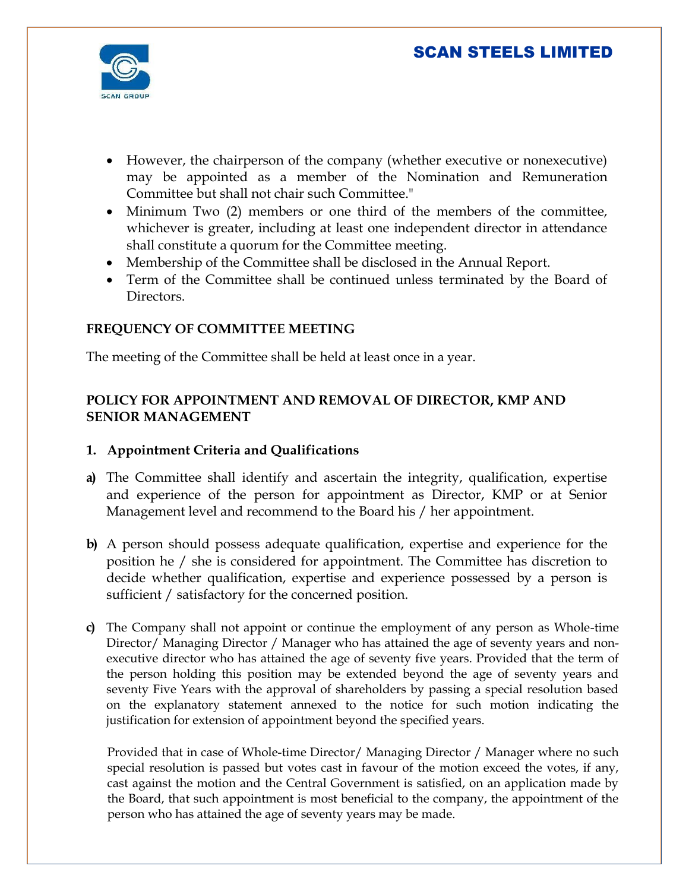- However, the chairperson of the company (whether executive or nonexecutive) may be appointed as a member of the Nomination and Remuneration Committee but shall not chair such Committee."
- Minimum Two (2) members or one third of the members of the committee, whichever is greater, including at least one independent director in attendance shall constitute a quorum for the Committee meeting.
- Membership of the Committee shall be disclosed in the Annual Report.
- Term of the Committee shall be continued unless terminated by the Board of Directors.

**FREQUENCY OF COMMITTEE MEETING**

The meeting of the Committee shall be held at least once in a year.

**POLICY FOR APPOINTMENT AND REMOVAL OF DIRECTOR, KMP AND SENIOR MANAGEMENT**

**1. Appointment Criteria and Qualifications**

**a)** The Committee shall identify and ascertain the integrity, qualification, expertise and experience of the person for appointment as Director, KMP or at Senior Management level and recommend to the Board his / her appointment.

**b)** A person should possess adequate qualification, expertise and experience for the position he / she is considered for appointment. The Committee has discretion to decide whether qualification, expertise and experience possessed by a person is sufficient / satisfactory for the concerned position.

**c)** The Company shall not appoint or continue the employment of any person as Whole-time Director/ Managing Director / Manager who has attained the age of seventy years and non-executive director who has attained the age of seventy five years. Provided that the term of the person holding this position may be extended beyond the age of seventy years and seventy Five Years with the approval of shareholders by passing a special resolution based on the explanatory statement annexed to the notice for such motion indicating the justification for extension of appointment beyond the specified years.

Provided that in case of Whole-time Director/ Managing Director / Manager where no such special resolution is passed but votes cast in favour of the motion exceed the votes, if any, cast against the motion and the Central Government is satisfied, on an application made by the Board, that such appointment is most beneficial to the company, the appointment of the person who has attained the age of seventy years may be made.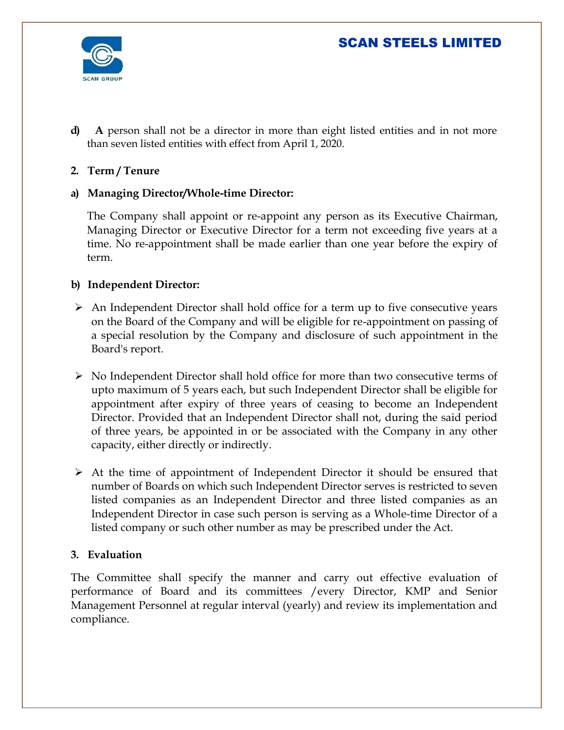**d)** **A** person shall not be a director in more than eight listed entities and in not more than seven listed entities with effect from April 1, 2020.

**2. Term / Tenure**

**a) Managing Director/Whole-time Director:**

The Company shall appoint or re-appoint any person as its Executive Chairman, Managing Director or Executive Director for a term not exceeding five years at a time. No re-appointment shall be made earlier than one year before the expiry of term.

**b) Independent Director:**

- An Independent Director shall hold office for a term up to five consecutive years on the Board of the Company and will be eligible for re-appointment on passing of a special resolution by the Company and disclosure of such appointment in the Board's report.

- No Independent Director shall hold office for more than two consecutive terms of upto maximum of 5 years each, but such Independent Director shall be eligible for appointment after expiry of three years of ceasing to become an Independent Director. Provided that an Independent Director shall not, during the said period of three years, be appointed in or be associated with the Company in any other capacity, either directly or indirectly.

- At the time of appointment of Independent Director it should be ensured that number of Boards on which such Independent Director serves is restricted to seven listed companies as an Independent Director and three listed companies as an Independent Director in case such person is serving as a Whole-time Director of a listed company or such other number as may be prescribed under the Act.

**3. Evaluation**

The Committee shall specify the manner and carry out effective evaluation of performance of Board and its committees /every Director, KMP and Senior Management Personnel at regular interval (yearly) and review its implementation and compliance.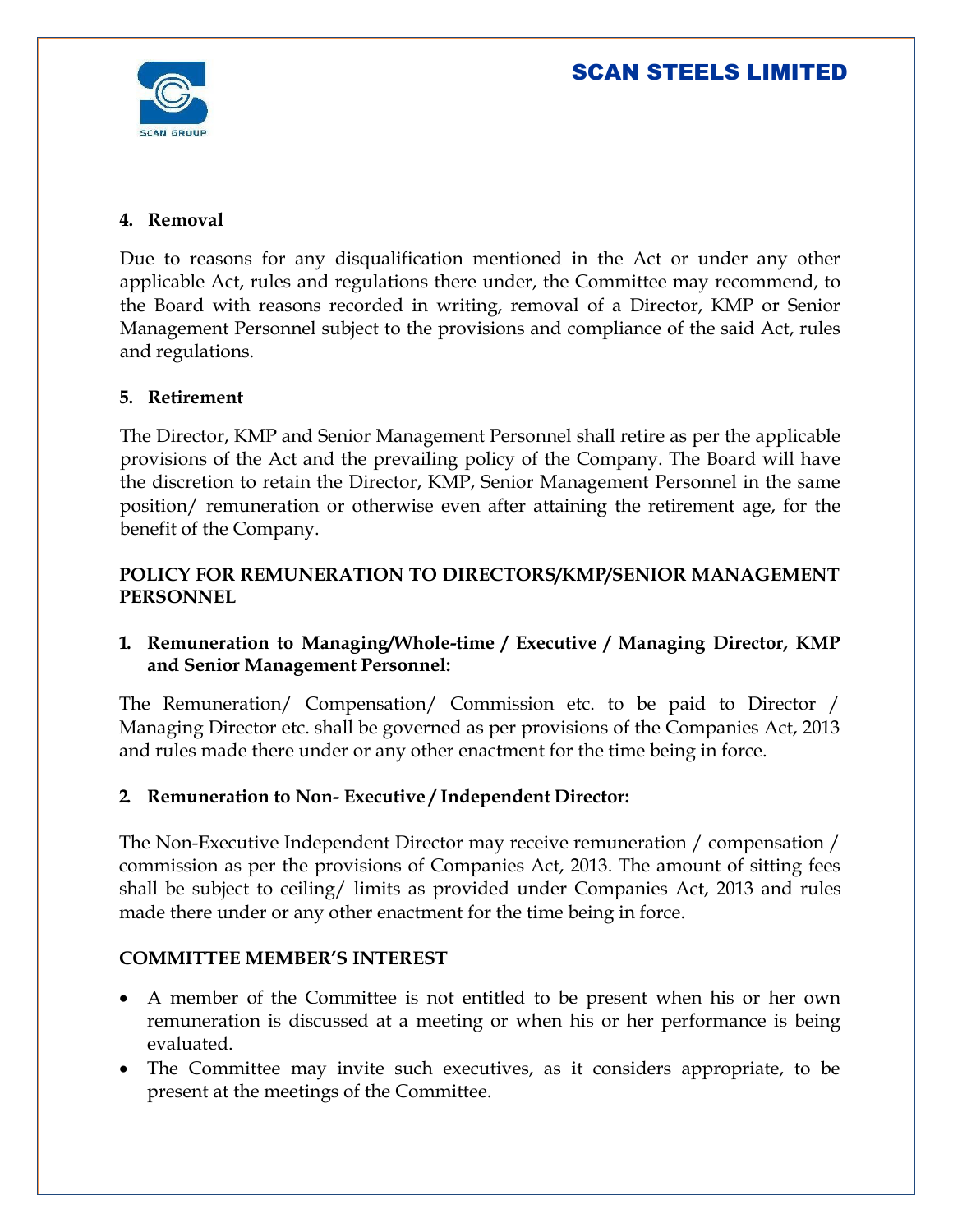**4. Removal**

Due to reasons for any disqualification mentioned in the Act or under any other applicable Act, rules and regulations there under, the Committee may recommend, to the Board with reasons recorded in writing, removal of a Director, KMP or Senior Management Personnel subject to the provisions and compliance of the said Act, rules and regulations.

**5. Retirement**

The Director, KMP and Senior Management Personnel shall retire as per the applicable provisions of the Act and the prevailing policy of the Company. The Board will have the discretion to retain the Director, KMP, Senior Management Personnel in the same position/ remuneration or otherwise even after attaining the retirement age, for the benefit of the Company.

**POLICY FOR REMUNERATION TO DIRECTORS/KMP/SENIOR MANAGEMENT PERSONNEL**

**1. Remuneration to Managing/Whole-time / Executive / Managing Director, KMP and Senior Management Personnel:**

The Remuneration/ Compensation/ Commission etc. to be paid to Director / Managing Director etc. shall be governed as per provisions of the Companies Act, 2013 and rules made there under or any other enactment for the time being in force.

**2 Remuneration to Non- Executive / Independent Director:**

The Non-Executive Independent Director may receive remuneration / compensation / commission as per the provisions of Companies Act, 2013. The amount of sitting fees shall be subject to ceiling/ limits as provided under Companies Act, 2013 and rules made there under or any other enactment for the time being in force.

**COMMITTEE MEMBER'S INTEREST**

- A member of the Committee is not entitled to be present when his or her own remuneration is discussed at a meeting or when his or her performance is being evaluated.
- The Committee may invite such executives, as it considers appropriate, to be present at the meetings of the Committee.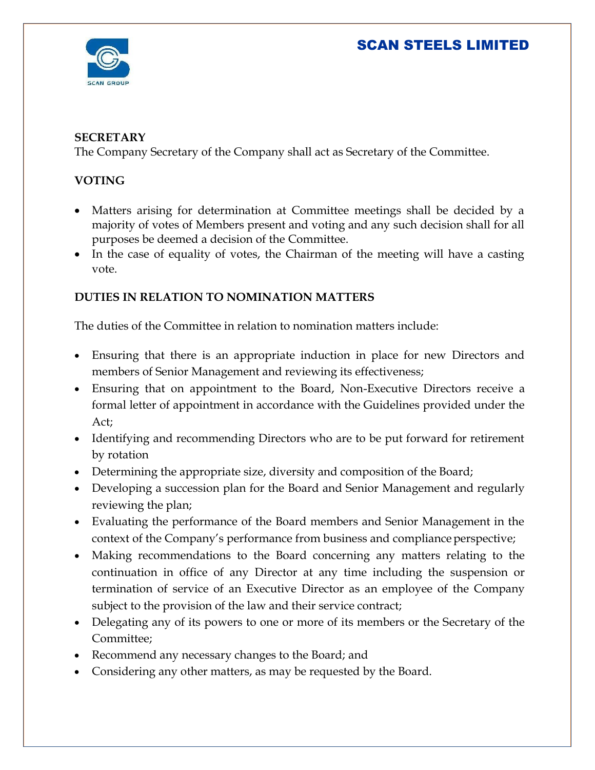### SECRETARY

The Company Secretary of the Company shall act as Secretary of the Committee.

### VOTING

- Matters arising for determination at Committee meetings shall be decided by a majority of votes of Members present and voting and any such decision shall for all purposes be deemed a decision of the Committee.
- In the case of equality of votes, the Chairman of the meeting will have a casting vote.

### DUTIES IN RELATION TO NOMINATION MATTERS

The duties of the Committee in relation to nomination matters include:

- Ensuring that there is an appropriate induction in place for new Directors and members of Senior Management and reviewing its effectiveness;
- Ensuring that on appointment to the Board, Non-Executive Directors receive a formal letter of appointment in accordance with the Guidelines provided under the Act;
- Identifying and recommending Directors who are to be put forward for retirement by rotation
- Determining the appropriate size, diversity and composition of the Board;
- Developing a succession plan for the Board and Senior Management and regularly reviewing the plan;
- Evaluating the performance of the Board members and Senior Management in the context of the Company's performance from business and compliance perspective;
- Making recommendations to the Board concerning any matters relating to the continuation in office of any Director at any time including the suspension or termination of service of an Executive Director as an employee of the Company subject to the provision of the law and their service contract;
- Delegating any of its powers to one or more of its members or the Secretary of the Committee;
- Recommend any necessary changes to the Board; and
- Considering any other matters, as may be requested by the Board.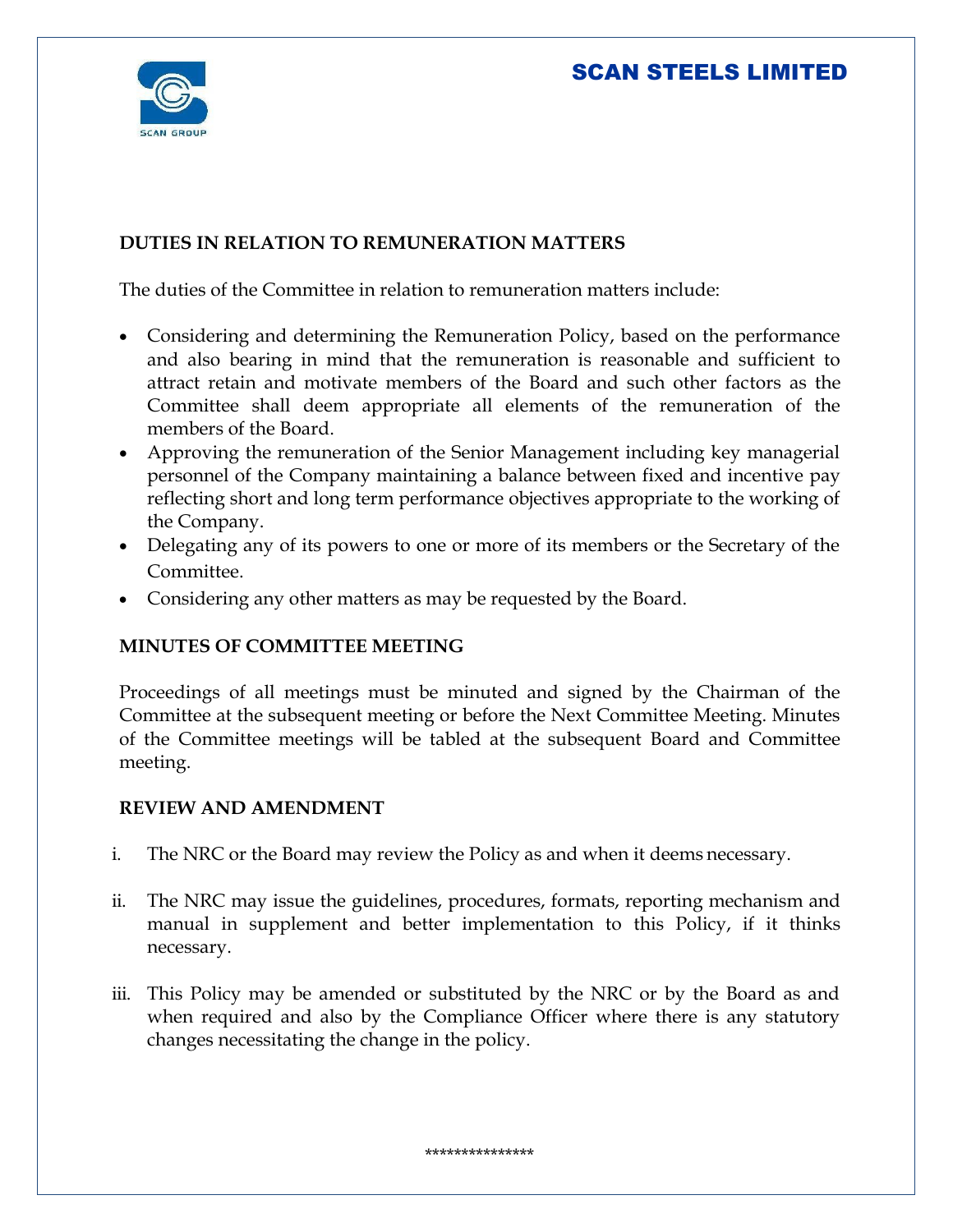## DUTIES IN RELATION TO REMUNERATION MATTERS

The duties of the Committee in relation to remuneration matters include:

- Considering and determining the Remuneration Policy, based on the performance and also bearing in mind that the remuneration is reasonable and sufficient to attract retain and motivate members of the Board and such other factors as the Committee shall deem appropriate all elements of the remuneration of the members of the Board.
- Approving the remuneration of the Senior Management including key managerial personnel of the Company maintaining a balance between fixed and incentive pay reflecting short and long term performance objectives appropriate to the working of the Company.
- Delegating any of its powers to one or more of its members or the Secretary of the Committee.
- Considering any other matters as may be requested by the Board.

## MINUTES OF COMMITTEE MEETING

Proceedings of all meetings must be minuted and signed by the Chairman of the Committee at the subsequent meeting or before the Next Committee Meeting. Minutes of the Committee meetings will be tabled at the subsequent Board and Committee meeting.

## REVIEW AND AMENDMENT

i. The NRC or the Board may review the Policy as and when it deems necessary.

ii. The NRC may issue the guidelines, procedures, formats, reporting mechanism and manual in supplement and better implementation to this Policy, if it thinks necessary.

iii. This Policy may be amended or substituted by the NRC or by the Board as and when required and also by the Compliance Officer where there is any statutory changes necessitating the change in the policy.

***************